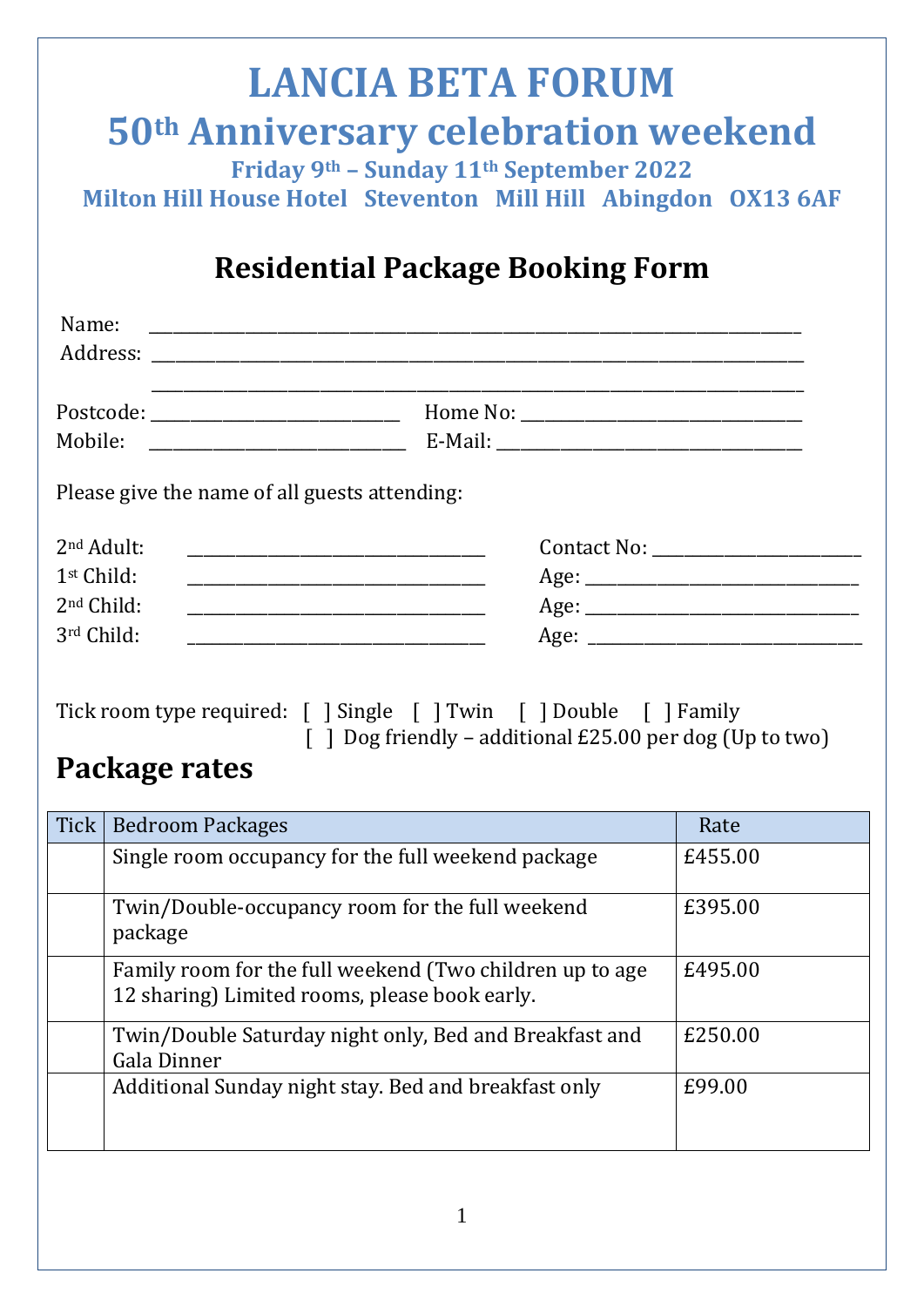# LANCIA BETA FORUM

## 50th Anniversary celebration weekend

**Friday 9th – Sunday 11th September 2022**
**Milton Hill House Hotel Steventon Mill Hill Abingdon OX13 6AF**

## Residential Package Booking Form

Name: ______________________________________________________________________

Address: ______________________________________________________________________

______________________________________________________________________

Postcode: ___________________________ Home No: ______________________________

Mobile: ___________________________ E-Mail: ________________________________

Please give the name of all guests attending:

2nd Adult: _______________________________ Contact No: ______________________

1st Child: _______________________________ Age: ______________________________

2nd Child: _______________________________ Age: ______________________________

3rd Child: _______________________________ Age: ______________________________

Tick room type required: [ ] Single [ ] Twin [ ] Double [ ] Family
[ ] Dog friendly – additional £25.00 per dog (Up to two)

## Package rates

| Tick | Bedroom Packages | Rate |
|---|---|---|
| | Single room occupancy for the full weekend package | £455.00 |
| | Twin/Double-occupancy room for the full weekend package | £395.00 |
| | Family room for the full weekend (Two children up to age 12 sharing) Limited rooms, please book early. | £495.00 |
| | Twin/Double Saturday night only, Bed and Breakfast and Gala Dinner | £250.00 |
| | Additional Sunday night stay. Bed and breakfast only | £99.00 |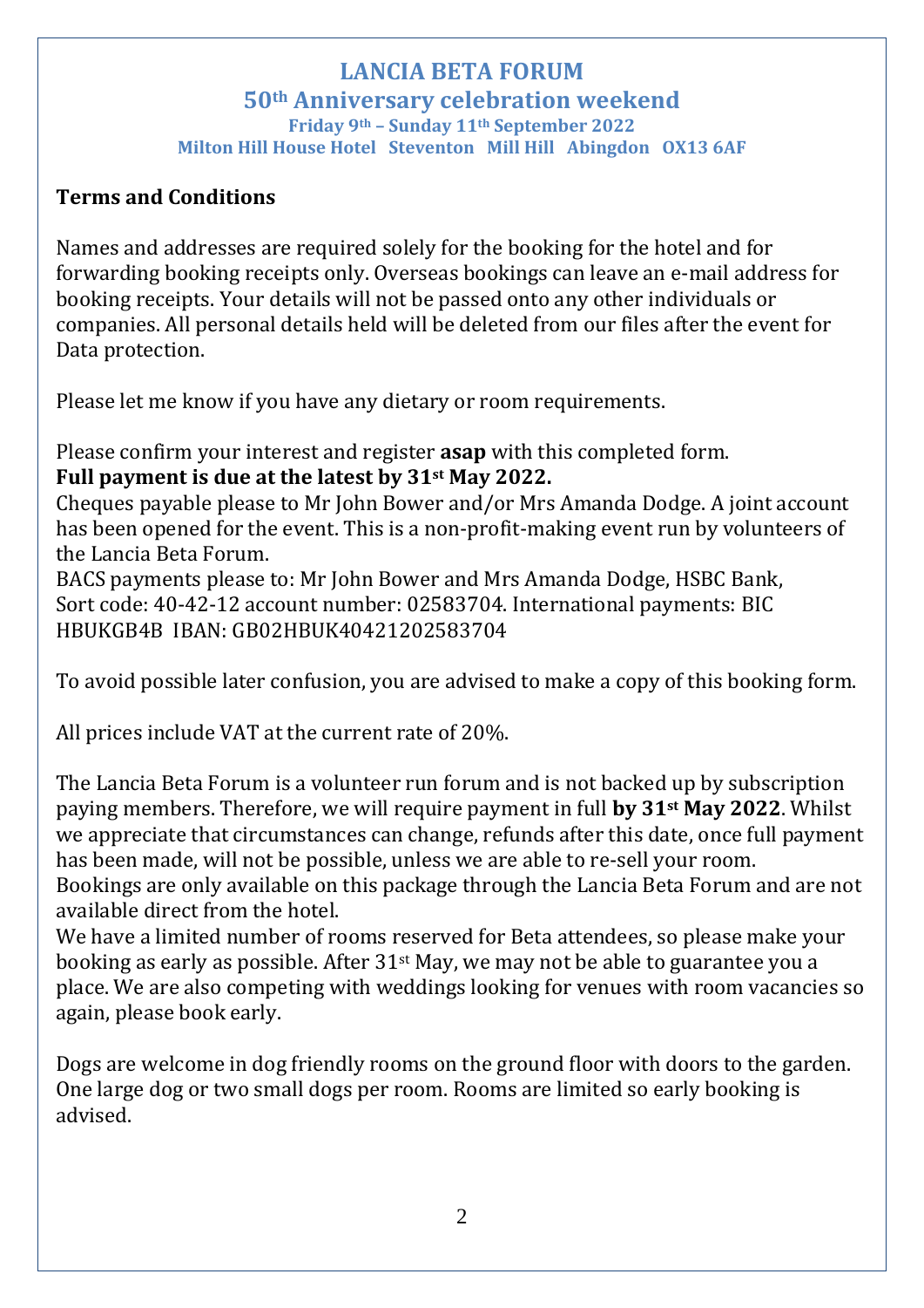# LANCIA BETA FORUM

## 50th Anniversary celebration weekend

**Friday 9th – Sunday 11th September 2022**

**Milton Hill House Hotel Steventon Mill Hill Abingdon OX13 6AF**

**Terms and Conditions**

Names and addresses are required solely for the booking for the hotel and for forwarding booking receipts only. Overseas bookings can leave an e-mail address for booking receipts. Your details will not be passed onto any other individuals or companies. All personal details held will be deleted from our files after the event for Data protection.

Please let me know if you have any dietary or room requirements.

Please confirm your interest and register **asap** with this completed form.
**Full payment is due at the latest by 31st May 2022.**
Cheques payable please to Mr John Bower and/or Mrs Amanda Dodge. A joint account has been opened for the event. This is a non-profit-making event run by volunteers of the Lancia Beta Forum.
BACS payments please to: Mr John Bower and Mrs Amanda Dodge, HSBC Bank, Sort code: 40-42-12 account number: 02583704. International payments: BIC HBUKGB4B IBAN: GB02HBUK40421202583704

To avoid possible later confusion, you are advised to make a copy of this booking form.

All prices include VAT at the current rate of 20%.

The Lancia Beta Forum is a volunteer run forum and is not backed up by subscription paying members. Therefore, we will require payment in full **by 31st May 2022**. Whilst we appreciate that circumstances can change, refunds after this date, once full payment has been made, will not be possible, unless we are able to re-sell your room.
Bookings are only available on this package through the Lancia Beta Forum and are not available direct from the hotel.
We have a limited number of rooms reserved for Beta attendees, so please make your booking as early as possible. After 31st May, we may not be able to guarantee you a place. We are also competing with weddings looking for venues with room vacancies so again, please book early.

Dogs are welcome in dog friendly rooms on the ground floor with doors to the garden. One large dog or two small dogs per room. Rooms are limited so early booking is advised.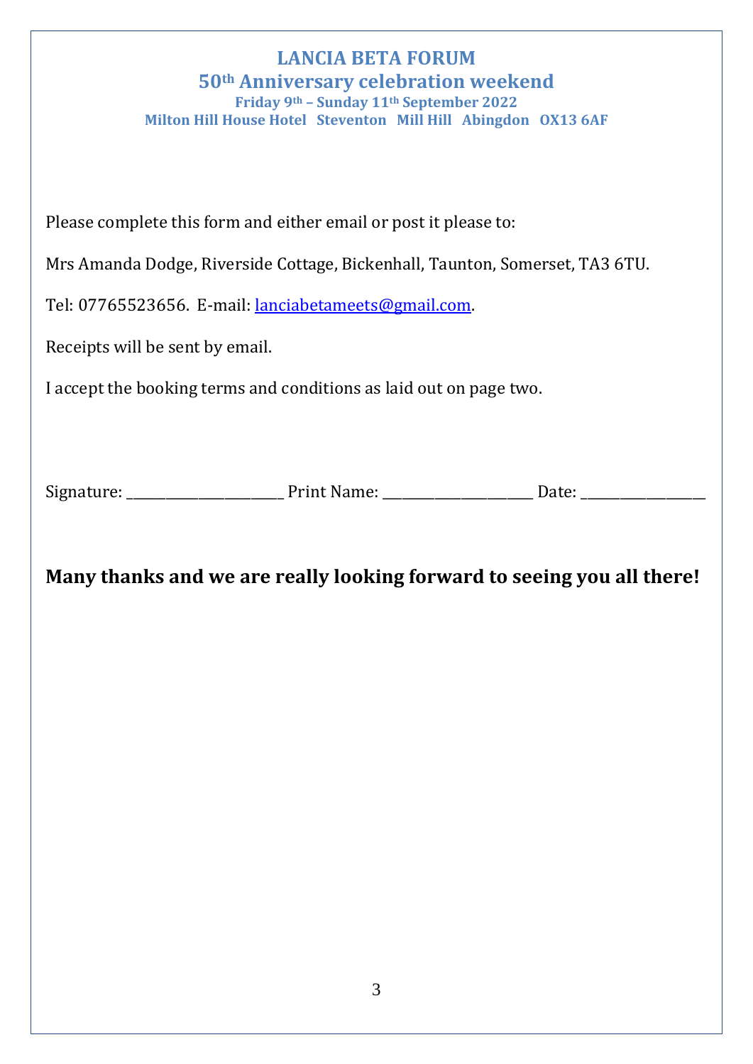# LANCIA BETA FORUM

## 50th Anniversary celebration weekend

**Friday 9th – Sunday 11th September 2022**

**Milton Hill House Hotel Steventon Mill Hill Abingdon OX13 6AF**

Please complete this form and either email or post it please to:

Mrs Amanda Dodge, Riverside Cottage, Bickenhall, Taunton, Somerset, TA3 6TU.

Tel: 07765523656. E-mail: lanciabetameets@gmail.com.

Receipts will be sent by email.

I accept the booking terms and conditions as laid out on page two.

Signature: ______________________ Print Name: _____________________ Date: _________________

**Many thanks and we are really looking forward to seeing you all there!**